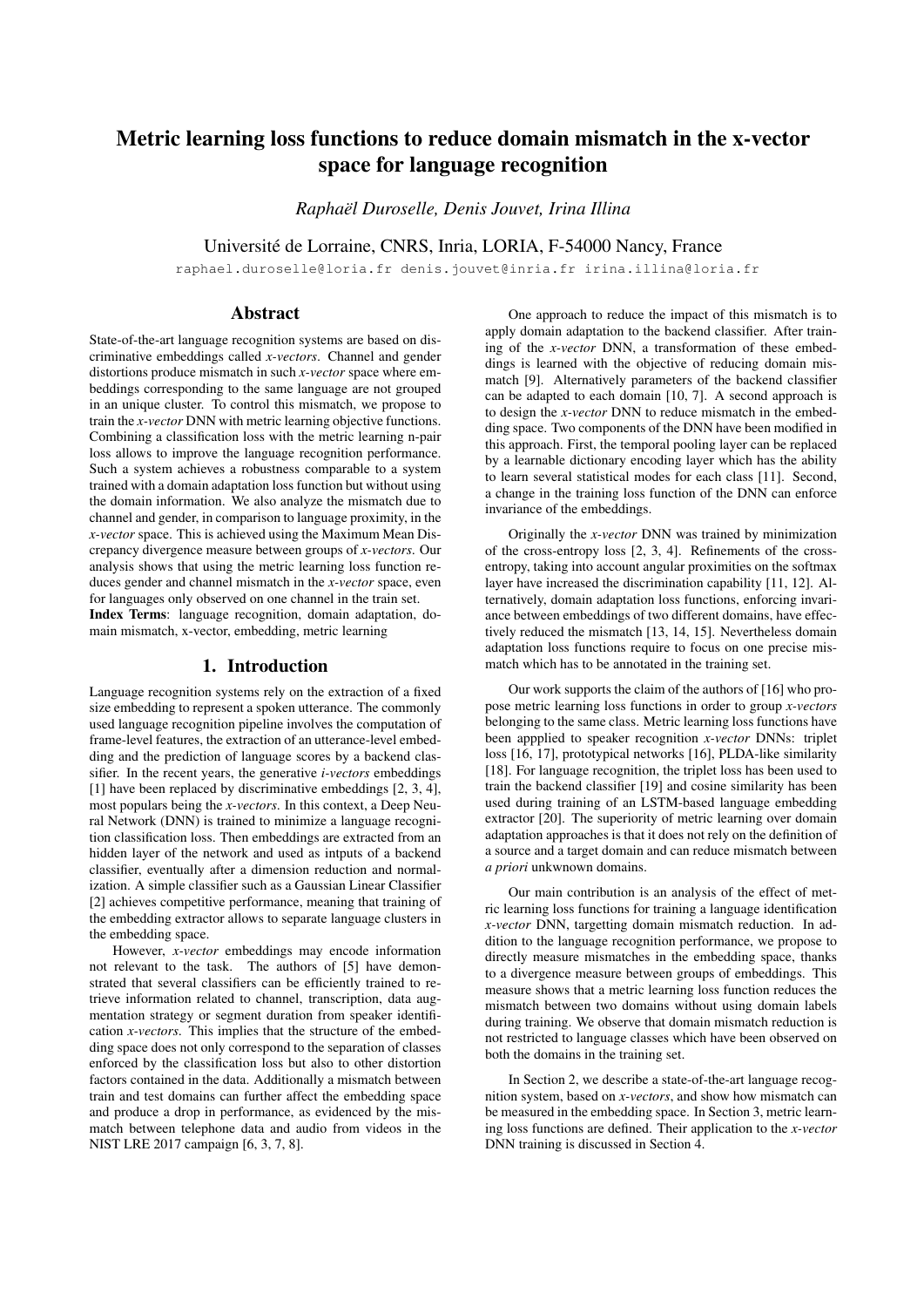# Metric learning loss functions to reduce domain mismatch in the x-vector space for language recognition

*Raphaël Duroselle, Denis Jouvet, Irina Illina*

Université de Lorraine, CNRS, Inria, LORIA, F-54000 Nancy, France

raphael.duroselle@loria.fr denis.jouvet@inria.fr irina.illina@loria.fr

## Abstract

State-of-the-art language recognition systems are based on discriminative embeddings called *x-vectors*. Channel and gender distortions produce mismatch in such *x-vector* space where embeddings corresponding to the same language are not grouped in an unique cluster. To control this mismatch, we propose to train the *x-vector* DNN with metric learning objective functions. Combining a classification loss with the metric learning n-pair loss allows to improve the language recognition performance. Such a system achieves a robustness comparable to a system trained with a domain adaptation loss function but without using the domain information. We also analyze the mismatch due to channel and gender, in comparison to language proximity, in the *x-vector* space. This is achieved using the Maximum Mean Discrepancy divergence measure between groups of *x-vectors*. Our analysis shows that using the metric learning loss function reduces gender and channel mismatch in the *x-vector* space, even for languages only observed on one channel in the train set.

**Index Terms**: language recognition, domain adaptation, domain mismatch, x-vector, embedding, metric learning

## 1. Introduction

Language recognition systems rely on the extraction of a fixed size embedding to represent a spoken utterance. The commonly used language recognition pipeline involves the computation of frame-level features, the extraction of an utterance-level embedding and the prediction of language scores by a backend classifier. In the recent years, the generative *i-vectors* embeddings [1] have been replaced by discriminative embeddings [2, 3, 4], most populars being the *x-vectors*. In this context, a Deep Neural Network (DNN) is trained to minimize a language recognition classification loss. Then embeddings are extracted from an hidden layer of the network and used as intputs of a backend classifier, eventually after a dimension reduction and normalization. A simple classifier such as a Gaussian Linear Classifier [2] achieves competitive performance, meaning that training of the embedding extractor allows to separate language clusters in the embedding space.

However, *x-vector* embeddings may encode information not relevant to the task. The authors of [5] have demonstrated that several classifiers can be efficiently trained to retrieve information related to channel, transcription, data augmentation strategy or segment duration from speaker identification *x-vectors*. This implies that the structure of the embedding space does not only correspond to the separation of classes enforced by the classification loss but also to other distortion factors contained in the data. Additionally a mismatch between train and test domains can further affect the embedding space and produce a drop in performance, as evidenced by the mismatch between telephone data and audio from videos in the NIST LRE 2017 campaign [6, 3, 7, 8].

One approach to reduce the impact of this mismatch is to apply domain adaptation to the backend classifier. After training of the *x-vector* DNN, a transformation of these embeddings is learned with the objective of reducing domain mismatch [9]. Alternatively parameters of the backend classifier can be adapted to each domain [10, 7]. A second approach is to design the *x-vector* DNN to reduce mismatch in the embedding space. Two components of the DNN have been modified in this approach. First, the temporal pooling layer can be replaced by a learnable dictionary encoding layer which has the ability to learn several statistical modes for each class [11]. Second, a change in the training loss function of the DNN can enforce invariance of the embeddings.

Originally the *x-vector* DNN was trained by minimization of the cross-entropy loss [2, 3, 4]. Refinements of the cross-entropy, taking into account angular proximities on the softmax layer have increased the discrimination capability [11, 12]. Alternatively, domain adaptation loss functions, enforcing invariance between embeddings of two different domains, have effectively reduced the mismatch [13, 14, 15]. Nevertheless domain adaptation loss functions require to focus on one precise mismatch which has to be annotated in the training set.

Our work supports the claim of the authors of [16] who propose metric learning loss functions in order to group *x-vectors* belonging to the same class. Metric learning loss functions have been appplied to speaker recognition *x-vector* DNNs: triplet loss [16, 17], prototypical networks [16], PLDA-like similarity [18]. For language recognition, the triplet loss has been used to train the backend classifier [19] and cosine similarity has been used during training of an LSTM-based language embedding extractor [20]. The superiority of metric learning over domain adaptation approaches is that it does not rely on the definition of a source and a target domain and can reduce mismatch between *a priori* unkwnown domains.

Our main contribution is an analysis of the effect of metric learning loss functions for training a language identification *x-vector* DNN, targetting domain mismatch reduction. In addition to the language recognition performance, we propose to directly measure mismatches in the embedding space, thanks to a divergence measure between groups of embeddings. This measure shows that a metric learning loss function reduces the mismatch between two domains without using domain labels during training. We observe that domain mismatch reduction is not restricted to language classes which have been observed on both the domains in the training set.

In Section 2, we describe a state-of-the-art language recognition system, based on *x-vectors*, and show how mismatch can be measured in the embedding space. In Section 3, metric learning loss functions are defined. Their application to the *x-vector* DNN training is discussed in Section 4.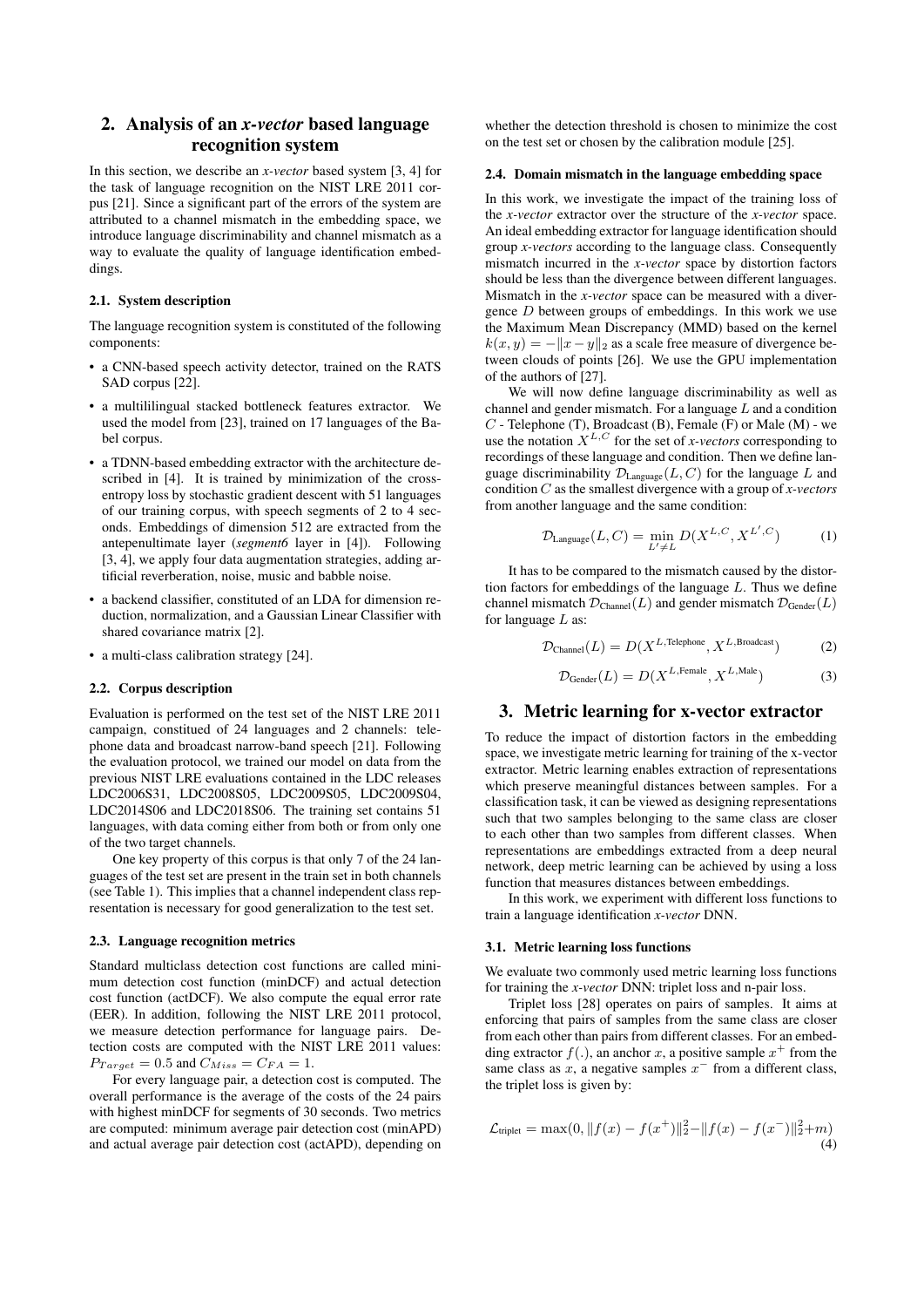# 2. Analysis of an *x-vector* based language recognition system

In this section, we describe an *x-vector* based system [3, 4] for the task of language recognition on the NIST LRE 2011 corpus [21]. Since a significant part of the errors of the system are attributed to a channel mismatch in the embedding space, we introduce language discriminability and channel mismatch as a way to evaluate the quality of language identification embeddings.

### 2.1. System description

The language recognition system is constituted of the following components:

- a CNN-based speech activity detector, trained on the RATS SAD corpus [22].
- a multililingual stacked bottleneck features extractor. We used the model from [23], trained on 17 languages of the Babel corpus.
- a TDNN-based embedding extractor with the architecture described in [4]. It is trained by minimization of the cross-entropy loss by stochastic gradient descent with 51 languages of our training corpus, with speech segments of 2 to 4 seconds. Embeddings of dimension 512 are extracted from the antepenultimate layer (*segment6* layer in [4]). Following [3, 4], we apply four data augmentation strategies, adding artificial reverberation, noise, music and babble noise.
- a backend classifier, constituted of an LDA for dimension reduction, normalization, and a Gaussian Linear Classifier with shared covariance matrix [2].
- a multi-class calibration strategy [24].

### 2.2. Corpus description

Evaluation is performed on the test set of the NIST LRE 2011 campaign, constitued of 24 languages and 2 channels: telephone data and broadcast narrow-band speech [21]. Following the evaluation protocol, we trained our model on data from the previous NIST LRE evaluations contained in the LDC releases LDC2006S31, LDC2008S05, LDC2009S05, LDC2009S04, LDC2014S06 and LDC2018S06. The training set contains 51 languages, with data coming either from both or from only one of the two target channels.

One key property of this corpus is that only 7 of the 24 languages of the test set are present in the train set in both channels (see Table 1). This implies that a channel independent class representation is necessary for good generalization to the test set.

### 2.3. Language recognition metrics

Standard multiclass detection cost functions are called minimum detection cost function (minDCF) and actual detection cost function (actDCF). We also compute the equal error rate (EER). In addition, following the NIST LRE 2011 protocol, we measure detection performance for language pairs. Detection costs are computed with the NIST LRE 2011 values: $P_{Target} = 0.5$ and $C_{Miss} = C_{FA} = 1$.

For every language pair, a detection cost is computed. The overall performance is the average of the costs of the 24 pairs with highest minDCF for segments of 30 seconds. Two metrics are computed: minimum average pair detection cost (minAPD) and actual average pair detection cost (actAPD), depending on whether the detection threshold is chosen to minimize the cost on the test set or chosen by the calibration module [25].

### 2.4. Domain mismatch in the language embedding space

In this work, we investigate the impact of the training loss of the *x-vector* extractor over the structure of the *x-vector* space. An ideal embedding extractor for language identification should group *x-vectors* according to the language class. Consequently mismatch incurred in the *x-vector* space by distortion factors should be less than the divergence between different languages. Mismatch in the *x-vector* space can be measured with a divergence $D$ between groups of embeddings. In this work we use the Maximum Mean Discrepancy (MMD) based on the kernel $k(x, y) = -\|x - y\|_2$ as a scale free measure of divergence between clouds of points [26]. We use the GPU implementation of the authors of [27].

We will now define language discriminability as well as channel and gender mismatch. For a language $L$ and a condition $C$ - Telephone (T), Broadcast (B), Female (F) or Male (M) - we use the notation $X^{L,C}$ for the set of *x-vectors* corresponding to recordings of these language and condition. Then we define language discriminability $\mathcal{D}_{\text{Language}}(L, C)$ for the language $L$ and condition $C$ as the smallest divergence with a group of *x-vectors* from another language and the same condition:

$$\mathcal{D}_{\text{Language}}(L, C) = \min_{L' \neq L} D(X^{L,C}, X^{L',C}) \tag{1}$$

It has to be compared to the mismatch caused by the distortion factors for embeddings of the language $L$. Thus we define channel mismatch $\mathcal{D}_{\text{Channel}}(L)$ and gender mismatch $\mathcal{D}_{\text{Gender}}(L)$ for language $L$ as:

$$\mathcal{D}_{\text{Channel}}(L) = D(X^{L,\text{Telephone}}, X^{L,\text{Broadcast}}) \tag{2}$$

$$\mathcal{D}_{\text{Gender}}(L) = D(X^{L,\text{Female}}, X^{L,\text{Male}}) \tag{3}$$

# 3. Metric learning for x-vector extractor

To reduce the impact of distortion factors in the embedding space, we investigate metric learning for training of the x-vector extractor. Metric learning enables extraction of representations which preserve meaningful distances between samples. For a classification task, it can be viewed as designing representations such that two samples belonging to the same class are closer to each other than two samples from different classes. When representations are embeddings extracted from a deep neural network, deep metric learning can be achieved by using a loss function that measures distances between embeddings.

In this work, we experiment with different loss functions to train a language identification *x-vector* DNN.

### 3.1. Metric learning loss functions

We evaluate two commonly used metric learning loss functions for training the *x-vector* DNN: triplet loss and n-pair loss.

Triplet loss [28] operates on pairs of samples. It aims at enforcing that pairs of samples from the same class are closer from each other than pairs from different classes. For an embedding extractor $f(.)$, an anchor $x$, a positive sample $x^+$ from the same class as $x$, a negative samples $x^-$ from a different class, the triplet loss is given by:

$$\mathcal{L}_{\text{triplet}} = \max(0, \|f(x) - f(x^+)\|_2^2 - \|f(x) - f(x^-)\|_2^2 + m) \tag{4}$$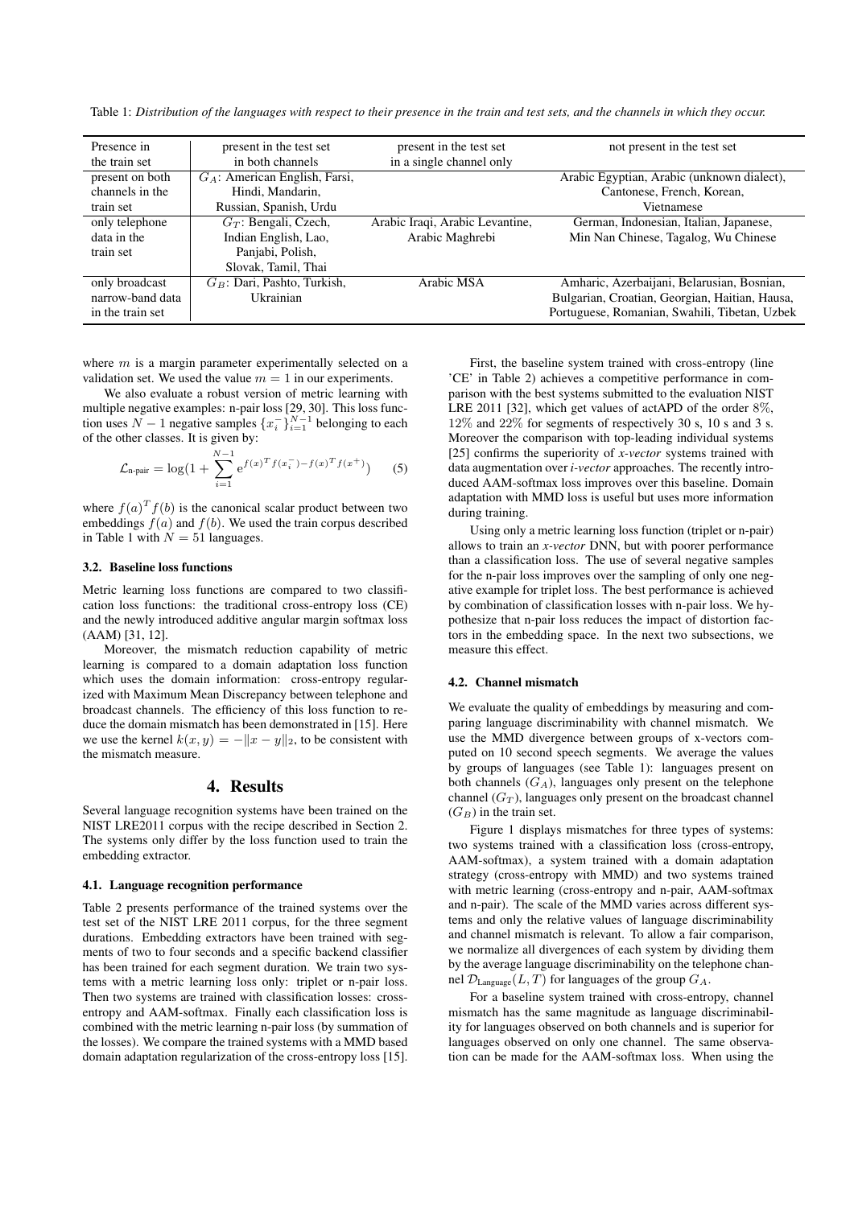Table 1: *Distribution of the languages with respect to their presence in the train and test sets, and the channels in which they occur.*

| Presence in the train set | present in the test set in both channels | present in the test set in a single channel only | not present in the test set |
|---|---|---|---|
| present on both channels in the train set | $G_A$: American English, Farsi, Hindi, Mandarin, Russian, Spanish, Urdu | | Arabic Egyptian, Arabic (unknown dialect), Cantonese, French, Korean, Vietnamese |
| only telephone data in the train set | $G_T$: Bengali, Czech, Indian English, Lao, Panjabi, Polish, Slovak, Tamil, Thai | Arabic Iraqi, Arabic Levantine, Arabic Maghrebi | German, Indonesian, Italian, Japanese, Min Nan Chinese, Tagalog, Wu Chinese |
| only broadcast narrow-band data in the train set | $G_B$: Dari, Pashto, Turkish, Ukrainian | Arabic MSA | Amharic, Azerbaijani, Belarusian, Bosnian, Bulgarian, Croatian, Georgian, Haitian, Hausa, Portuguese, Romanian, Swahili, Tibetan, Uzbek |

where $m$ is a margin parameter experimentally selected on a validation set. We used the value $m = 1$ in our experiments.

We also evaluate a robust version of metric learning with multiple negative examples: n-pair loss [29, 30]. This loss function uses $N - 1$ negative samples $\{x_i^-\}_{i=1}^{N-1}$ belonging to each of the other classes. It is given by:

$$\mathcal{L}_{\text{n-pair}} = \log(1 + \sum_{i=1}^{N-1} \mathrm{e}^{f(x)^T f(x_i^-) - f(x)^T f(x^+)}) \qquad (5)$$

where $f(a)^T f(b)$ is the canonical scalar product between two embeddings $f(a)$ and $f(b)$. We used the train corpus described in Table 1 with $N = 51$ languages.

### 3.2. Baseline loss functions

Metric learning loss functions are compared to two classification loss functions: the traditional cross-entropy loss (CE) and the newly introduced additive angular margin softmax loss (AAM) [31, 12].

Moreover, the mismatch reduction capability of metric learning is compared to a domain adaptation loss function which uses the domain information: cross-entropy regularized with Maximum Mean Discrepancy between telephone and broadcast channels. The efficiency of this loss function to reduce the domain mismatch has been demonstrated in [15]. Here we use the kernel $k(x, y) = -\|x - y\|_2$, to be consistent with the mismatch measure.

## 4. Results

Several language recognition systems have been trained on the NIST LRE2011 corpus with the recipe described in Section 2. The systems only differ by the loss function used to train the embedding extractor.

### 4.1. Language recognition performance

Table 2 presents performance of the trained systems over the test set of the NIST LRE 2011 corpus, for the three segment durations. Embedding extractors have been trained with segments of two to four seconds and a specific backend classifier has been trained for each segment duration. We train two systems with a metric learning loss only: triplet or n-pair loss. Then two systems are trained with classification losses: cross-entropy and AAM-softmax. Finally each classification loss is combined with the metric learning n-pair loss (by summation of the losses). We compare the trained systems with a MMD based domain adaptation regularization of the cross-entropy loss [15].

First, the baseline system trained with cross-entropy (line 'CE' in Table 2) achieves a competitive performance in comparison with the best systems submitted to the evaluation NIST LRE 2011 [32], which get values of actAPD of the order 8%, 12% and 22% for segments of respectively 30 s, 10 s and 3 s. Moreover the comparison with top-leading individual systems [25] confirms the superiority of *x-vector* systems trained with data augmentation over *i-vector* approaches. The recently introduced AAM-softmax loss improves over this baseline. Domain adaptation with MMD loss is useful but uses more information during training.

Using only a metric learning loss function (triplet or n-pair) allows to train an *x-vector* DNN, but with poorer performance than a classification loss. The use of several negative samples for the n-pair loss improves over the sampling of only one negative example for triplet loss. The best performance is achieved by combination of classification losses with n-pair loss. We hypothesize that n-pair loss reduces the impact of distortion factors in the embedding space. In the next two subsections, we measure this effect.

### 4.2. Channel mismatch

We evaluate the quality of embeddings by measuring and comparing language discriminability with channel mismatch. We use the MMD divergence between groups of x-vectors computed on 10 second speech segments. We average the values by groups of languages (see Table 1): languages present on both channels ($G_A$), languages only present on the telephone channel ($G_T$), languages only present on the broadcast channel ($G_B$) in the train set.

Figure 1 displays mismatches for three types of systems: two systems trained with a classification loss (cross-entropy, AAM-softmax), a system trained with a domain adaptation strategy (cross-entropy with MMD) and two systems trained with metric learning (cross-entropy and n-pair, AAM-softmax and n-pair). The scale of the MMD varies across different systems and only the relative values of language discriminability and channel mismatch is relevant. To allow a fair comparison, we normalize all divergences of each system by dividing them by the average language discriminability on the telephone channel $\mathcal{D}_{\text{Language}}(L, T)$ for languages of the group $G_A$.

For a baseline system trained with cross-entropy, channel mismatch has the same magnitude as language discriminability for languages observed on both channels and is superior for languages observed on only one channel. The same observation can be made for the AAM-softmax loss. When using the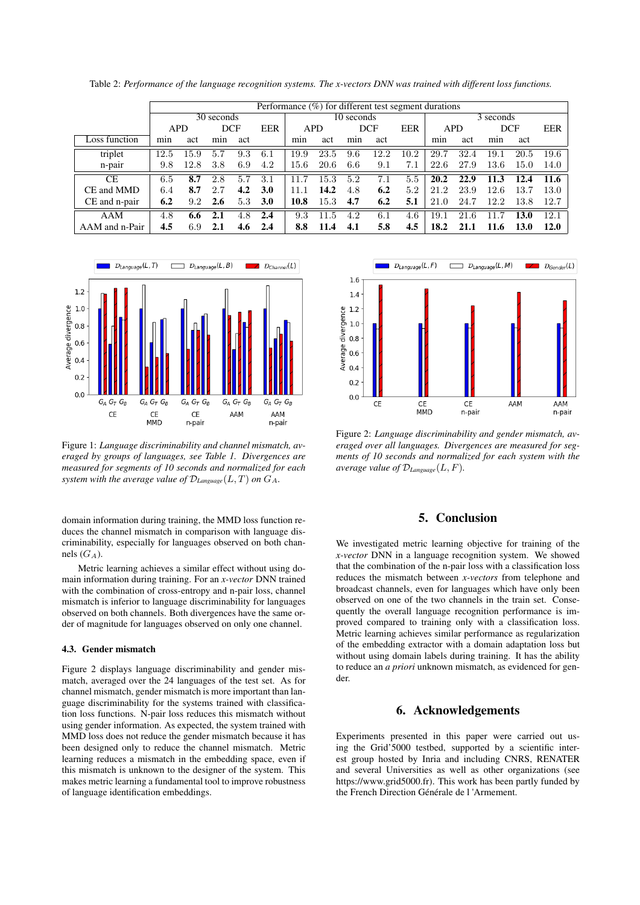Table 2: *Performance of the language recognition systems. The x-vectors DNN was trained with different loss functions.*

| | Performance (%) for different test segment durations | | | | | | | | | | | | | | |
|---|---|---|---|---|---|---|---|---|---|---|---|---|---|---|---|
| | 30 seconds | | | | | 10 seconds | | | | | 3 seconds | | | | |
| | APD | | DCF | | EER | APD | | DCF | | EER | APD | | DCF | | EER |
| Loss function | min | act | min | act | | min | act | min | act | | min | act | min | act | |
| triplet | 12.5 | 15.9 | 5.7 | 9.3 | 6.1 | 19.9 | 23.5 | 9.6 | 12.2 | 10.2 | 29.7 | 32.4 | 19.1 | 20.5 | 19.6 |
| n-pair | 9.8 | 12.8 | 3.8 | 6.9 | 4.2 | 15.6 | 20.6 | 6.6 | 9.1 | 7.1 | 22.6 | 27.9 | 13.6 | 15.0 | 14.0 |
| CE | 6.5 | **8.7** | 2.8 | 5.7 | 3.1 | 11.7 | 15.3 | 5.2 | 7.1 | 5.5 | **20.2** | **22.9** | **11.3** | **12.4** | **11.6** |
| CE and MMD | 6.4 | **8.7** | 2.7 | **4.2** | **3.0** | 11.1 | **14.2** | 4.8 | **6.2** | 5.2 | 21.2 | 23.9 | 12.6 | 13.7 | 13.0 |
| CE and n-pair | **6.2** | 9.2 | **2.6** | 5.3 | **3.0** | **10.8** | 15.3 | **4.7** | **6.2** | **5.1** | 21.0 | 24.7 | 12.2 | 13.8 | 12.7 |
| AAM | 4.8 | **6.6** | **2.1** | 4.8 | **2.4** | 9.3 | 11.5 | 4.2 | 6.1 | 4.6 | 19.1 | 21.6 | 11.7 | **13.0** | 12.1 |
| AAM and n-Pair | **4.5** | 6.9 | **2.1** | **4.6** | **2.4** | **8.8** | **11.4** | **4.1** | **5.8** | **4.5** | **18.2** | **21.1** | **11.6** | **13.0** | **12.0** |

Figure 1: *Language discriminability and channel mismatch, averaged by groups of languages, see Table 1. Divergences are measured for segments of 10 seconds and normalized for each system with the average value of $\mathcal{D}_{Language}(L, T)$ on $G_A$.*

Figure 2: *Language discriminability and gender mismatch, averaged over all languages. Divergences are measured for segments of 10 seconds and normalized for each system with the average value of $\mathcal{D}_{Language}(L, F)$.*

domain information during training, the MMD loss function reduces the channel mismatch in comparison with language discriminability, especially for languages observed on both channels ($G_A$).

Metric learning achieves a similar effect without using domain information during training. For an *x-vector* DNN trained with the combination of cross-entropy and n-pair loss, channel mismatch is inferior to language discriminability for languages observed on both channels. Both divergences have the same order of magnitude for languages observed on only one channel.

### 4.3. Gender mismatch

Figure 2 displays language discriminability and gender mismatch, averaged over the 24 languages of the test set. As for channel mismatch, gender mismatch is more important than language discriminability for the systems trained with classification loss functions. N-pair loss reduces this mismatch without using gender information. As expected, the system trained with MMD loss does not reduce the gender mismatch because it has been designed only to reduce the channel mismatch. Metric learning reduces a mismatch in the embedding space, even if this mismatch is unknown to the designer of the system. This makes metric learning a fundamental tool to improve robustness of language identification embeddings.

## 5. Conclusion

We investigated metric learning objective for training of the *x-vector* DNN in a language recognition system. We showed that the combination of the n-pair loss with a classification loss reduces the mismatch between *x-vectors* from telephone and broadcast channels, even for languages which have only been observed on one of the two channels in the train set. Consequently the overall language recognition performance is improved compared to training only with a classification loss. Metric learning achieves similar performance as regularization of the embedding extractor with a domain adaptation loss but without using domain labels during training. It has the ability to reduce an *a priori* unknown mismatch, as evidenced for gender.

## 6. Acknowledgements

Experiments presented in this paper were carried out using the Grid'5000 testbed, supported by a scientific interest group hosted by Inria and including CNRS, RENATER and several Universities as well as other organizations (see https://www.grid5000.fr). This work has been partly funded by the French Direction Générale de l 'Armement.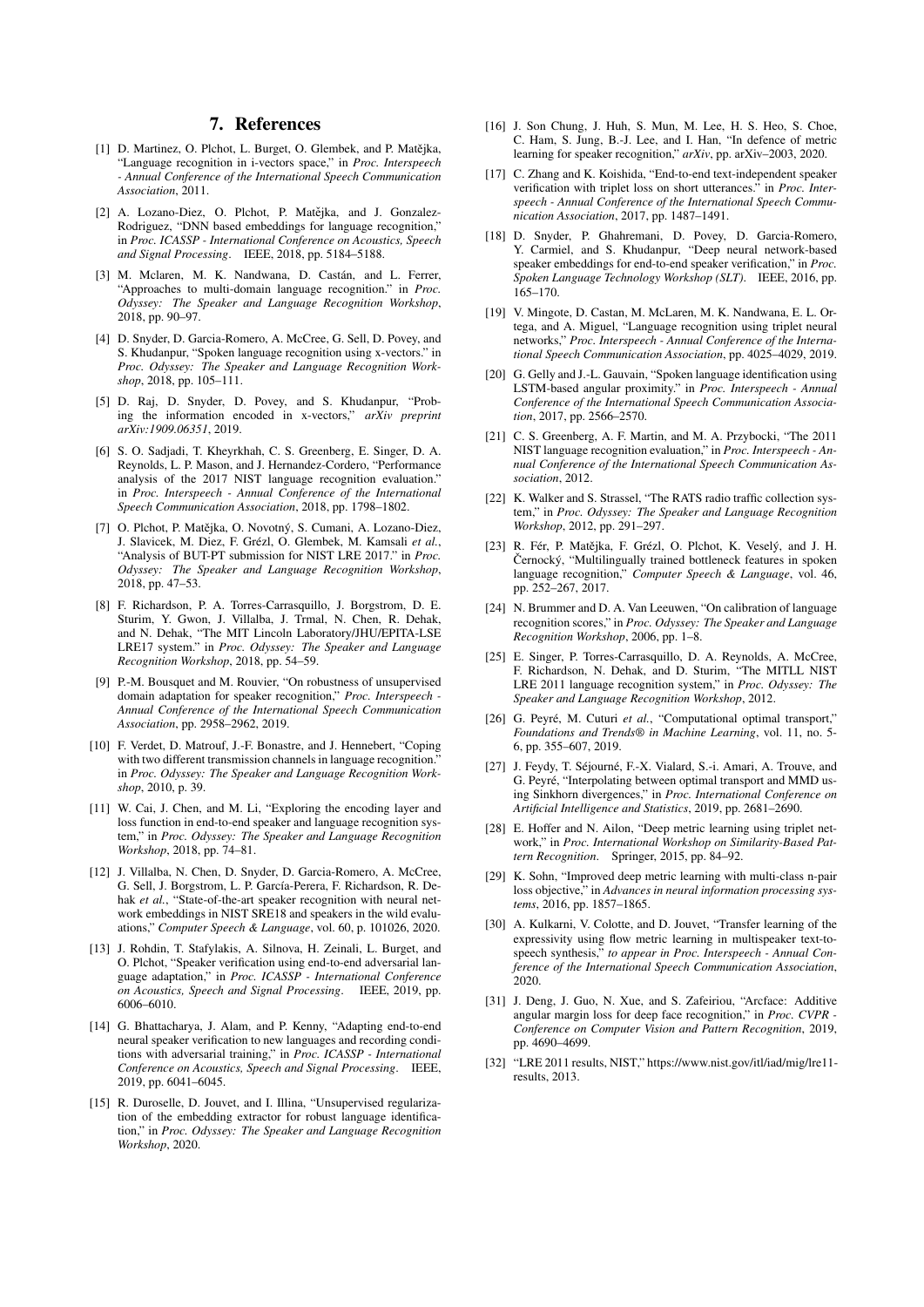## 7. References

[1] D. Martinez, O. Plchot, L. Burget, O. Glembek, and P. Matějka, "Language recognition in i-vectors space," in *Proc. Interspeech - Annual Conference of the International Speech Communication Association*, 2011.

[2] A. Lozano-Diez, O. Plchot, P. Matějka, and J. Gonzalez-Rodriguez, "DNN based embeddings for language recognition," in *Proc. ICASSP - International Conference on Acoustics, Speech and Signal Processing*. IEEE, 2018, pp. 5184–5188.

[3] M. Mclaren, M. K. Nandwana, D. Castán, and L. Ferrer, "Approaches to multi-domain language recognition." in *Proc. Odyssey: The Speaker and Language Recognition Workshop*, 2018, pp. 90–97.

[4] D. Snyder, D. Garcia-Romero, A. McCree, G. Sell, D. Povey, and S. Khudanpur, "Spoken language recognition using x-vectors." in *Proc. Odyssey: The Speaker and Language Recognition Workshop*, 2018, pp. 105–111.

[5] D. Raj, D. Snyder, D. Povey, and S. Khudanpur, "Probing the information encoded in x-vectors," *arXiv preprint arXiv:1909.06351*, 2019.

[6] S. O. Sadjadi, T. Kheyrkhah, C. S. Greenberg, E. Singer, D. A. Reynolds, L. P. Mason, and J. Hernandez-Cordero, "Performance analysis of the 2017 NIST language recognition evaluation." in *Proc. Interspeech - Annual Conference of the International Speech Communication Association*, 2018, pp. 1798–1802.

[7] O. Plchot, P. Matějka, O. Novotný, S. Cumani, A. Lozano-Diez, J. Slavicek, M. Diez, F. Grézl, O. Glembek, M. Kamsali *et al.*, "Analysis of BUT-PT submission for NIST LRE 2017." in *Proc. Odyssey: The Speaker and Language Recognition Workshop*, 2018, pp. 47–53.

[8] F. Richardson, P. A. Torres-Carrasquillo, J. Borgstrom, D. E. Sturim, Y. Gwon, J. Villalba, J. Trmal, N. Chen, R. Dehak, and N. Dehak, "The MIT Lincoln Laboratory/JHU/EPITA-LSE LRE17 system." in *Proc. Odyssey: The Speaker and Language Recognition Workshop*, 2018, pp. 54–59.

[9] P.-M. Bousquet and M. Rouvier, "On robustness of unsupervised domain adaptation for speaker recognition," *Proc. Interspeech - Annual Conference of the International Speech Communication Association*, pp. 2958–2962, 2019.

[10] F. Verdet, D. Matrouf, J.-F. Bonastre, and J. Hennebert, "Coping with two different transmission channels in language recognition." in *Proc. Odyssey: The Speaker and Language Recognition Workshop*, 2010, p. 39.

[11] W. Cai, J. Chen, and M. Li, "Exploring the encoding layer and loss function in end-to-end speaker and language recognition system," in *Proc. Odyssey: The Speaker and Language Recognition Workshop*, 2018, pp. 74–81.

[12] J. Villalba, N. Chen, D. Snyder, D. Garcia-Romero, A. McCree, G. Sell, J. Borgstrom, L. P. García-Perera, F. Richardson, R. Dehak *et al.*, "State-of-the-art speaker recognition with neural network embeddings in NIST SRE18 and speakers in the wild evaluations," *Computer Speech & Language*, vol. 60, p. 101026, 2020.

[13] J. Rohdin, T. Stafylakis, A. Silnova, H. Zeinali, L. Burget, and O. Plchot, "Speaker verification using end-to-end adversarial language adaptation," in *Proc. ICASSP - International Conference on Acoustics, Speech and Signal Processing*. IEEE, 2019, pp. 6006–6010.

[14] G. Bhattacharya, J. Alam, and P. Kenny, "Adapting end-to-end neural speaker verification to new languages and recording conditions with adversarial training," in *Proc. ICASSP - International Conference on Acoustics, Speech and Signal Processing*. IEEE, 2019, pp. 6041–6045.

[15] R. Duroselle, D. Jouvet, and I. Illina, "Unsupervised regularization of the embedding extractor for robust language identification," in *Proc. Odyssey: The Speaker and Language Recognition Workshop*, 2020.

[16] J. Son Chung, J. Huh, S. Mun, M. Lee, H. S. Heo, S. Choe, C. Ham, S. Jung, B.-J. Lee, and I. Han, "In defence of metric learning for speaker recognition," *arXiv*, pp. arXiv–2003, 2020.

[17] C. Zhang and K. Koishida, "End-to-end text-independent speaker verification with triplet loss on short utterances." in *Proc. Interspeech - Annual Conference of the International Speech Communication Association*, 2017, pp. 1487–1491.

[18] D. Snyder, P. Ghahremani, D. Povey, D. Garcia-Romero, Y. Carmiel, and S. Khudanpur, "Deep neural network-based speaker embeddings for end-to-end speaker verification," in *Proc. Spoken Language Technology Workshop (SLT)*. IEEE, 2016, pp. 165–170.

[19] V. Mingote, D. Castan, M. McLaren, M. K. Nandwana, E. L. Ortega, and A. Miguel, "Language recognition using triplet neural networks," *Proc. Interspeech - Annual Conference of the International Speech Communication Association*, pp. 4025–4029, 2019.

[20] G. Gelly and J.-L. Gauvain, "Spoken language identification using LSTM-based angular proximity." in *Proc. Interspeech - Annual Conference of the International Speech Communication Association*, 2017, pp. 2566–2570.

[21] C. S. Greenberg, A. F. Martin, and M. A. Przybocki, "The 2011 NIST language recognition evaluation," in *Proc. Interspeech - Annual Conference of the International Speech Communication Association*, 2012.

[22] K. Walker and S. Strassel, "The RATS radio traffic collection system," in *Proc. Odyssey: The Speaker and Language Recognition Workshop*, 2012, pp. 291–297.

[23] R. Fér, P. Matějka, F. Grézl, O. Plchot, K. Veselý, and J. H. Černocký, "Multilingually trained bottleneck features in spoken language recognition," *Computer Speech & Language*, vol. 46, pp. 252–267, 2017.

[24] N. Brummer and D. A. Van Leeuwen, "On calibration of language recognition scores," in *Proc. Odyssey: The Speaker and Language Recognition Workshop*, 2006, pp. 1–8.

[25] E. Singer, P. Torres-Carrasquillo, D. A. Reynolds, A. McCree, F. Richardson, N. Dehak, and D. Sturim, "The MITLL NIST LRE 2011 language recognition system," in *Proc. Odyssey: The Speaker and Language Recognition Workshop*, 2012.

[26] G. Peyré, M. Cuturi *et al.*, "Computational optimal transport," *Foundations and Trends® in Machine Learning*, vol. 11, no. 5-6, pp. 355–607, 2019.

[27] J. Feydy, T. Séjourné, F.-X. Vialard, S.-i. Amari, A. Trouve, and G. Peyré, "Interpolating between optimal transport and MMD using Sinkhorn divergences," in *Proc. International Conference on Artificial Intelligence and Statistics*, 2019, pp. 2681–2690.

[28] E. Hoffer and N. Ailon, "Deep metric learning using triplet network," in *Proc. International Workshop on Similarity-Based Pattern Recognition*. Springer, 2015, pp. 84–92.

[29] K. Sohn, "Improved deep metric learning with multi-class n-pair loss objective," in *Advances in neural information processing systems*, 2016, pp. 1857–1865.

[30] A. Kulkarni, V. Colotte, and D. Jouvet, "Transfer learning of the expressivity using flow metric learning in multispeaker text-to-speech synthesis," *to appear in Proc. Interspeech - Annual Conference of the International Speech Communication Association*, 2020.

[31] J. Deng, J. Guo, N. Xue, and S. Zafeiriou, "Arcface: Additive angular margin loss for deep face recognition," in *Proc. CVPR - Conference on Computer Vision and Pattern Recognition*, 2019, pp. 4690–4699.

[32] "LRE 2011 results, NIST," https://www.nist.gov/itl/iad/mig/lre11-results, 2013.